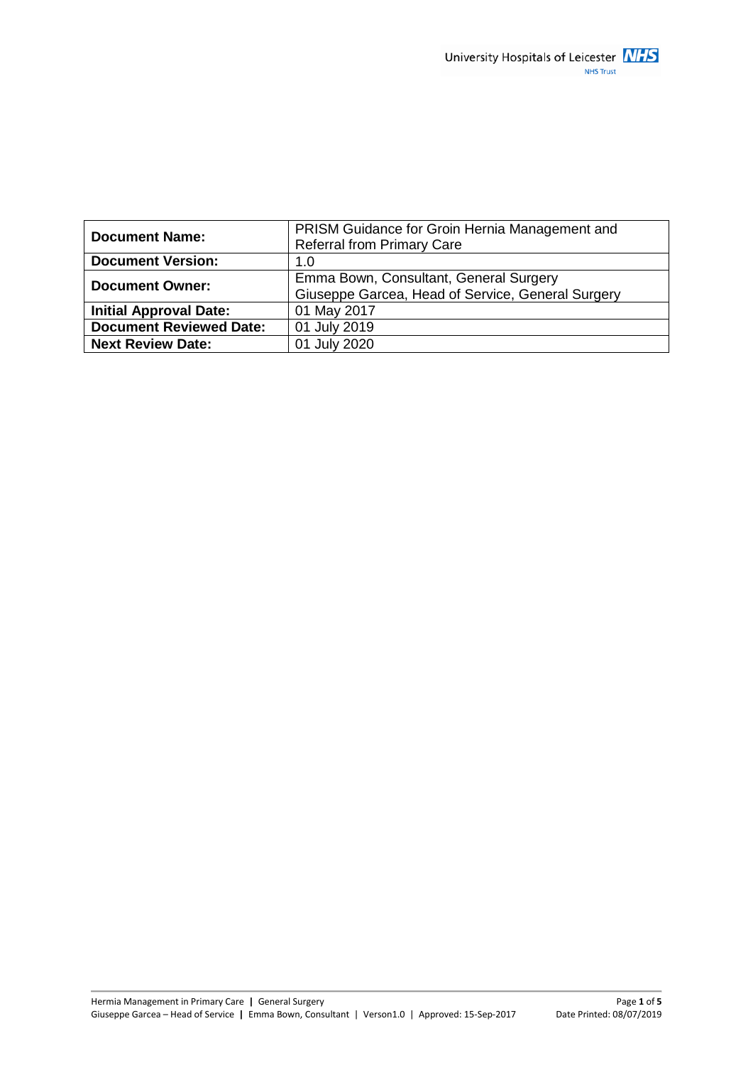| Document Name: | PRISM Guidance for Groin Hernia Management and Referral from Primary Care |
|---|---|
| Document Version: | 1.0 |
| Document Owner: | Emma Bown, Consultant, General Surgery<br>Giuseppe Garcea, Head of Service, General Surgery |
| Initial Approval Date: | 01 May 2017 |
| Document Reviewed Date: | 01 July 2019 |
| Next Review Date: | 01 July 2020 |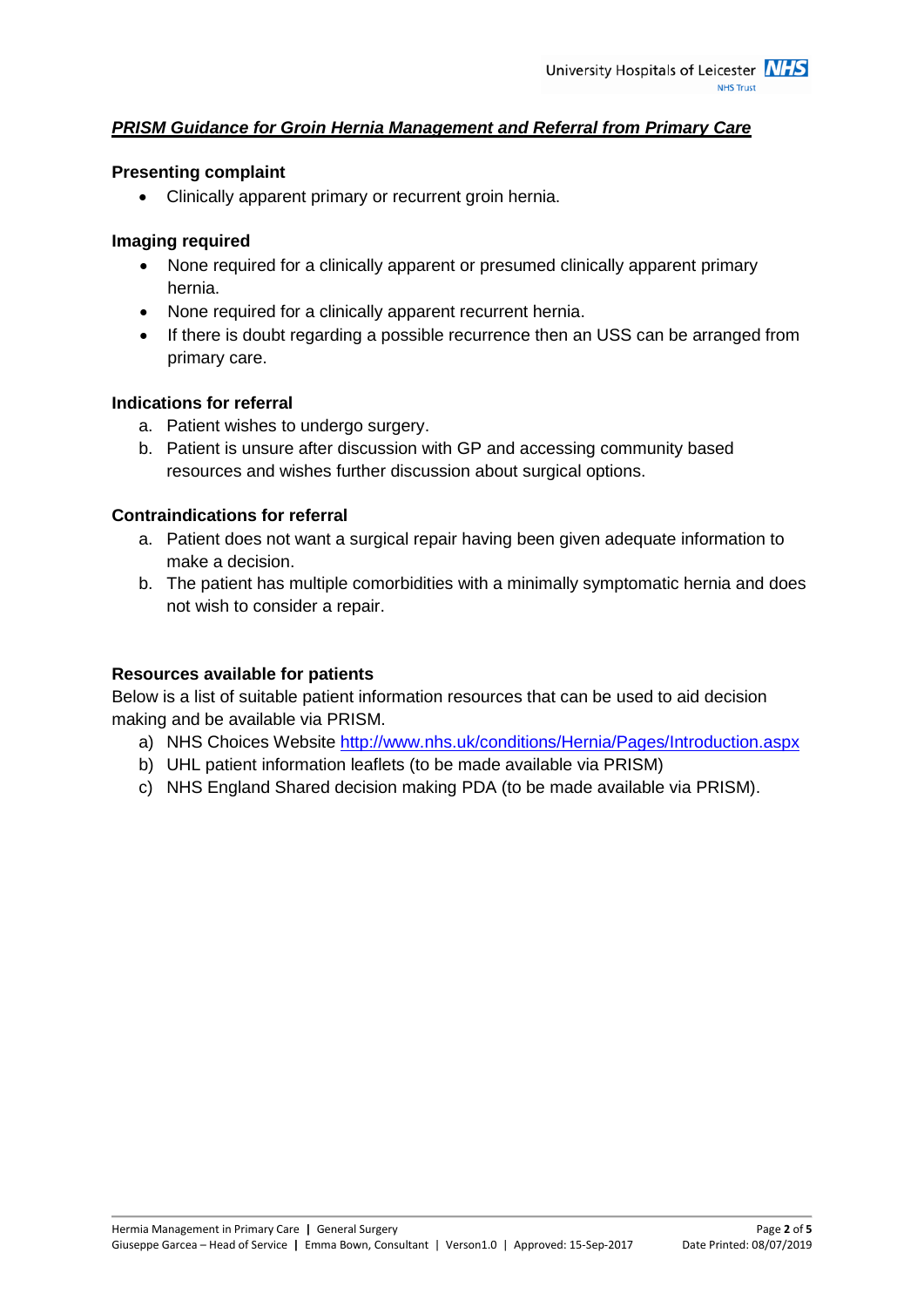## ***PRISM Guidance for Groin Hernia Management and Referral from Primary Care***

### Presenting complaint

- Clinically apparent primary or recurrent groin hernia.

### Imaging required

- None required for a clinically apparent or presumed clinically apparent primary hernia.
- None required for a clinically apparent recurrent hernia.
- If there is doubt regarding a possible recurrence then an USS can be arranged from primary care.

### Indications for referral

a. Patient wishes to undergo surgery.
b. Patient is unsure after discussion with GP and accessing community based resources and wishes further discussion about surgical options.

### Contraindications for referral

a. Patient does not want a surgical repair having been given adequate information to make a decision.
b. The patient has multiple comorbidities with a minimally symptomatic hernia and does not wish to consider a repair.

### Resources available for patients

Below is a list of suitable patient information resources that can be used to aid decision making and be available via PRISM.

a) NHS Choices Website http://www.nhs.uk/conditions/Hernia/Pages/Introduction.aspx
b) UHL patient information leaflets (to be made available via PRISM)
c) NHS England Shared decision making PDA (to be made available via PRISM).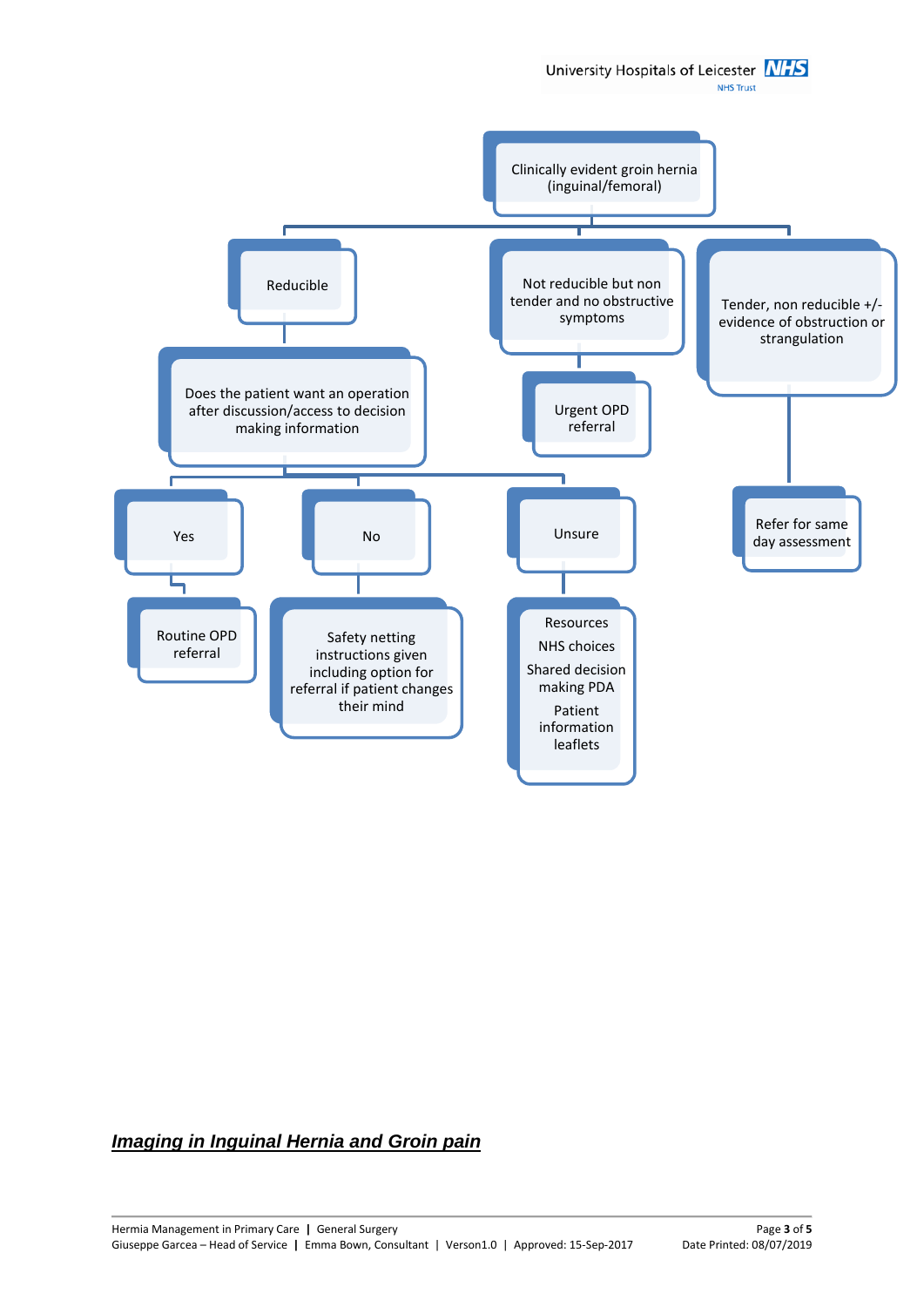- **Clinically evident groin hernia (inguinal/femoral)**
  - **Reducible**
    - **Does the patient want an operation after discussion/access to decision making information**
      - **Yes**
        - Routine OPD referral
      - **No**
        - Safety netting instructions given including option for referral if patient changes their mind
      - **Unsure**
        - Resources
          - NHS choices
          - Shared decision making PDA
          - Patient information leaflets
  - **Not reducible but non tender and no obstructive symptoms**
    - Urgent OPD referral
  - **Tender, non reducible +/- evidence of obstruction or strangulation**
    - Refer for same day assessment

## ***Imaging in Inguinal Hernia and Groin pain***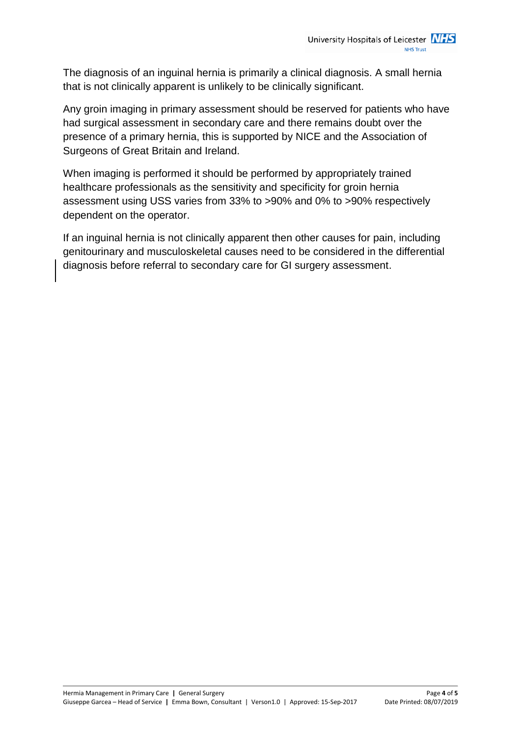The diagnosis of an inguinal hernia is primarily a clinical diagnosis. A small hernia that is not clinically apparent is unlikely to be clinically significant.

Any groin imaging in primary assessment should be reserved for patients who have had surgical assessment in secondary care and there remains doubt over the presence of a primary hernia, this is supported by NICE and the Association of Surgeons of Great Britain and Ireland.

When imaging is performed it should be performed by appropriately trained healthcare professionals as the sensitivity and specificity for groin hernia assessment using USS varies from 33% to >90% and 0% to >90% respectively dependent on the operator.

If an inguinal hernia is not clinically apparent then other causes for pain, including genitourinary and musculoskeletal causes need to be considered in the differential diagnosis before referral to secondary care for GI surgery assessment.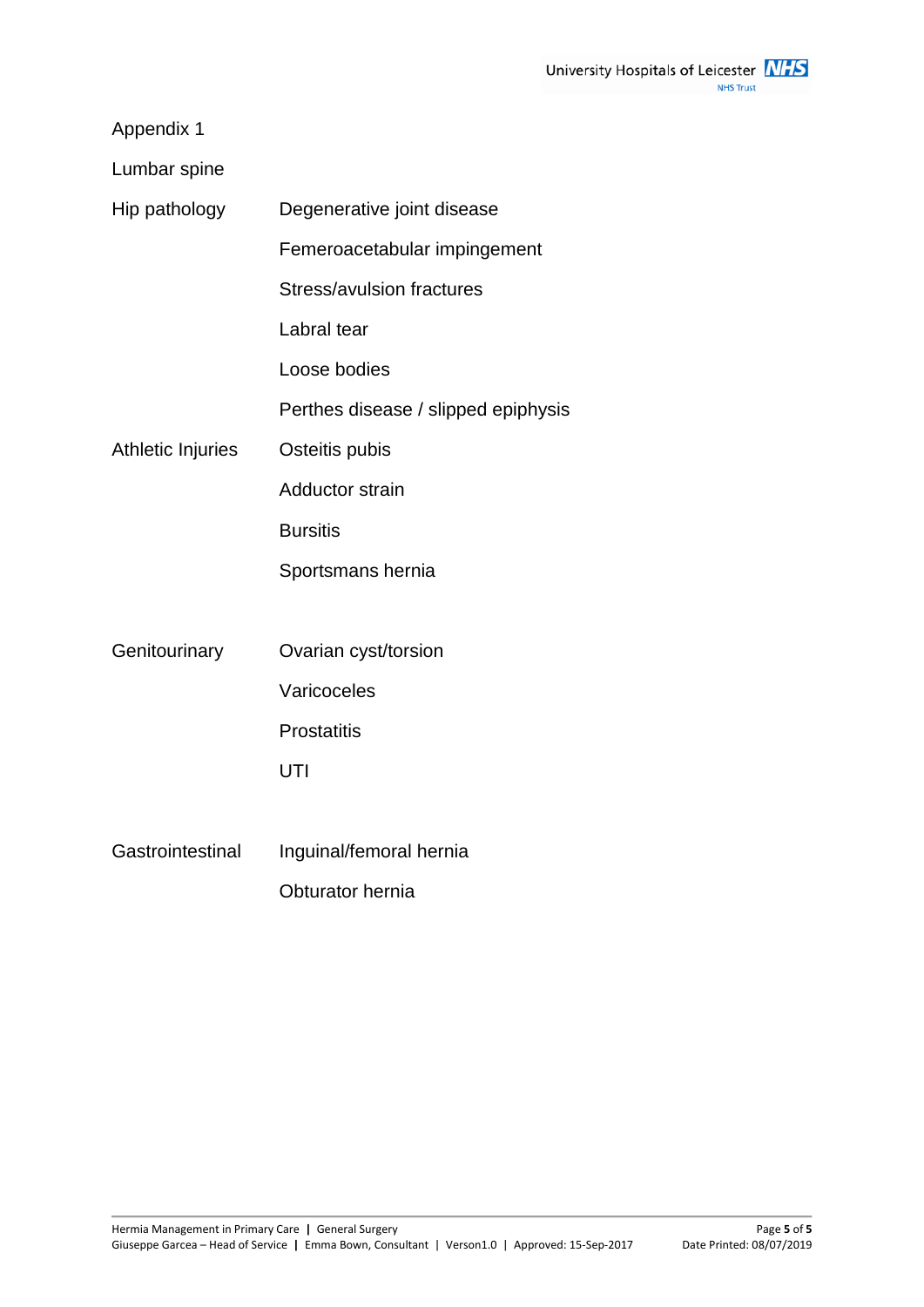Appendix 1

| | |
|---|---|
| Lumbar spine | |
| Hip pathology | Degenerative joint disease |
| | Femeroacetabular impingement |
| | Stress/avulsion fractures |
| | Labral tear |
| | Loose bodies |
| | Perthes disease / slipped epiphysis |
| Athletic Injuries | Osteitis pubis |
| | Adductor strain |
| | Bursitis |
| | Sportsmans hernia |
| Genitourinary | Ovarian cyst/torsion |
| | Varicoceles |
| | Prostatitis |
| | UTI |
| Gastrointestinal | Inguinal/femoral hernia |
| | Obturator hernia |